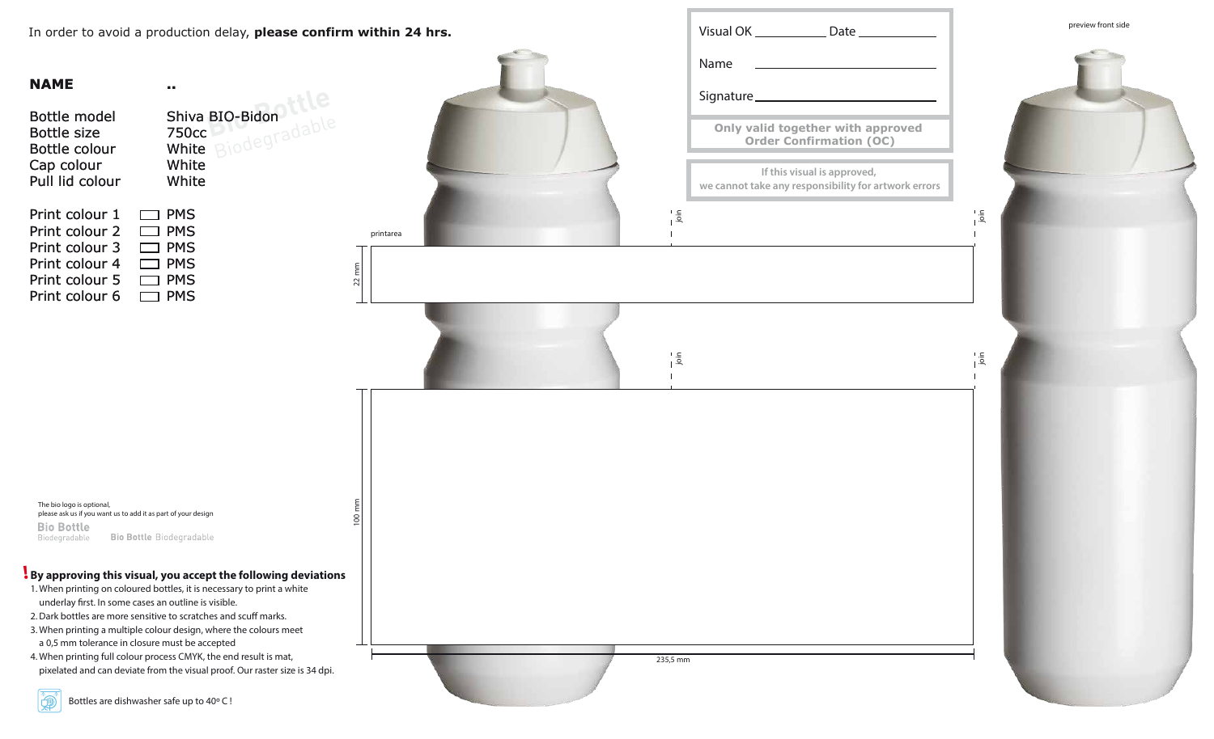In order to avoid a production delay, **please confirm within 24 hrs.**

| | |
|---|---|
| **NAME** | .. |
| Bottle model | Shiva BIO-Bidon |
| Bottle size | 750cc |
| Bottle colour | White |
| Cap colour | White |
| Pull lid colour | White |

| | |
|---|---|
| Print colour 1 | ☐ PMS |
| Print colour 2 | ☐ PMS |
| Print colour 3 | ☐ PMS |
| Print colour 4 | ☐ PMS |
| Print colour 5 | ☐ PMS |
| Print colour 6 | ☐ PMS |

Visual OK __________ Date __________

Name __________

Signature __________

**Only valid together with approved Order Confirmation (OC)**

**If this visual is approved, we cannot take any responsibility for artwork errors**

preview front side

printarea

join

22 mm

join

100 mm

235,5 mm

The bio logo is optional,
please ask us if you want us to add it as part of your design

Bio Bottle Biodegradable

Bio Bottle Biodegradable

**! By approving this visual, you accept the following deviations**

1. When printing on coloured bottles, it is necessary to print a white underlay first. In some cases an outline is visible.
2. Dark bottles are more sensitive to scratches and scuff marks.
3. When printing a multiple colour design, where the colours meet a 0,5 mm tolerance in closure must be accepted
4. When printing full colour process CMYK, the end result is mat, pixelated and can deviate from the visual proof. Our raster size is 34 dpi.

Bottles are dishwasher safe up to 40º C !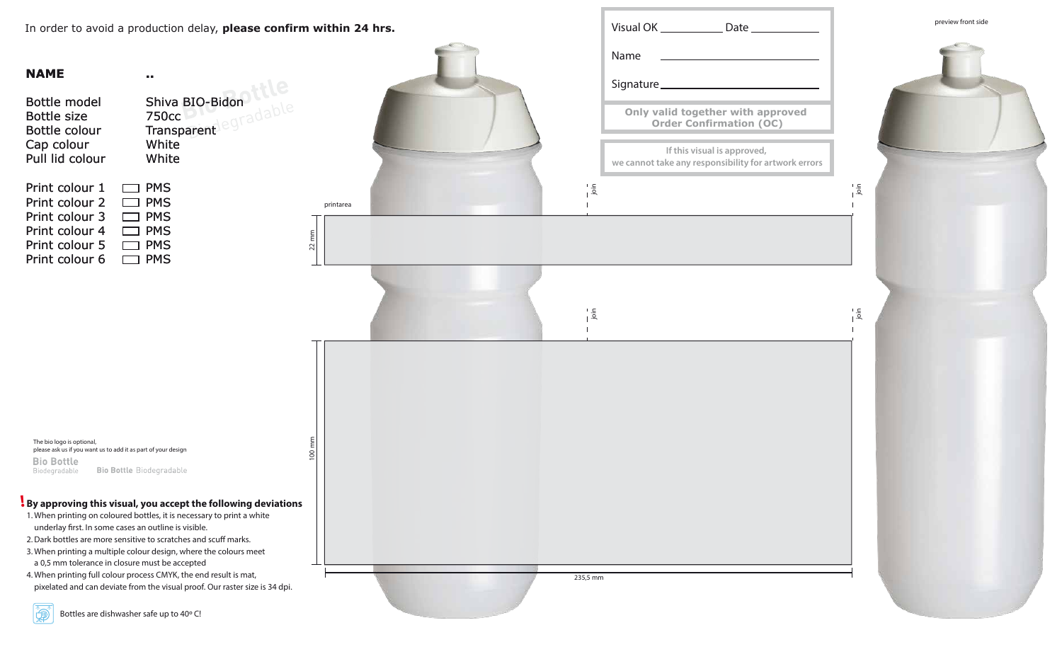In order to avoid a production delay, **please confirm within 24 hrs.**

| | |
|---|---|
| **NAME** | .. |
| Bottle model | Shiva BIO-Bidon |
| Bottle size | 750cc |
| Bottle colour | Transparent |
| Cap colour | White |
| Pull lid colour | White |

| | |
|---|---|
| Print colour 1 | ☐ PMS |
| Print colour 2 | ☐ PMS |
| Print colour 3 | ☐ PMS |
| Print colour 4 | ☐ PMS |
| Print colour 5 | ☐ PMS |
| Print colour 6 | ☐ PMS |

Visual OK ___________ Date ___________

Name ___________________________

Signature ___________________________

**Only valid together with approved Order Confirmation (OC)**

**If this visual is approved, we cannot take any responsibility for artwork errors**

preview front side

printarea

join

join

join

join

22 mm

100 mm

235,5 mm

The bio logo is optional, please ask us if you want us to add it as part of your design

Bio Bottle Biodegradable

Bio Bottle Biodegradable

**! By approving this visual, you accept the following deviations**

1. When printing on coloured bottles, it is necessary to print a white underlay first. In some cases an outline is visible.
2. Dark bottles are more sensitive to scratches and scuff marks.
3. When printing a multiple colour design, where the colours meet a 0,5 mm tolerance in closure must be accepted
4. When printing full colour process CMYK, the end result is mat, pixelated and can deviate from the visual proof. Our raster size is 34 dpi.

Bottles are dishwasher safe up to 40º C!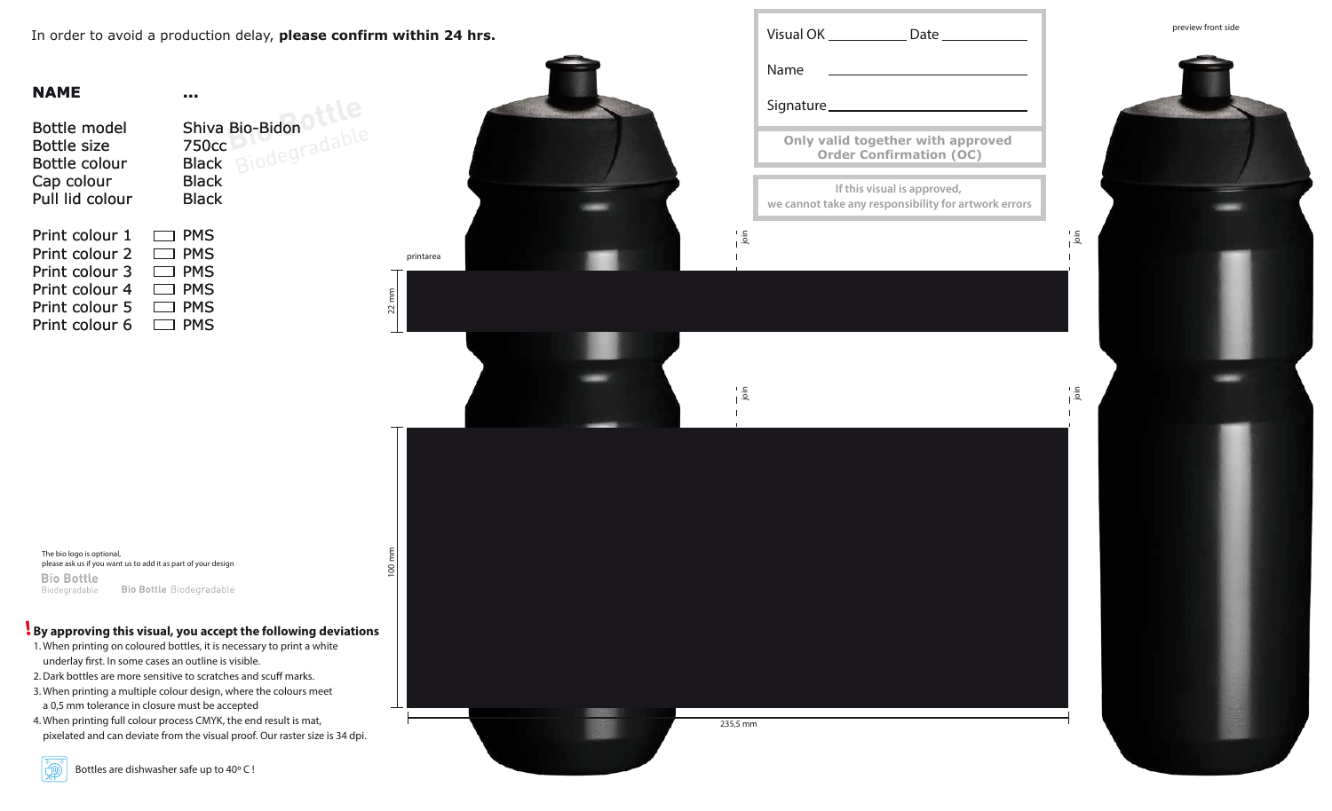In order to avoid a production delay, **please confirm within 24 hrs.**

| | |
|---|---|
| **NAME** | ... |
| Bottle model | Shiva Bio-Bidon |
| Bottle size | 750cc |
| Bottle colour | Black |
| Cap colour | Black |
| Pull lid colour | Black |

Print colour 1 ☐ PMS
Print colour 2 ☐ PMS
Print colour 3 ☐ PMS
Print colour 4 ☐ PMS
Print colour 5 ☐ PMS
Print colour 6 ☐ PMS

Visual OK __________ Date __________

Name __________

Signature __________

**Only valid together with approved Order Confirmation (OC)**

**If this visual is approved, we cannot take any responsibility for artwork errors**

preview front side

printarea

22 mm

100 mm

235,5 mm

join

The bio logo is optional,
please ask us if you want us to add it as part of your design

**Bio Bottle** Biodegradable

**! By approving this visual, you accept the following deviations**

1. When printing on coloured bottles, it is necessary to print a white underlay first. In some cases an outline is visible.
2. Dark bottles are more sensitive to scratches and scuff marks.
3. When printing a multiple colour design, where the colours meet a 0,5 mm tolerance in closure must be accepted
4. When printing full colour process CMYK, the end result is mat, pixelated and can deviate from the visual proof. Our raster size is 34 dpi.

Bottles are dishwasher safe up to 40º C !